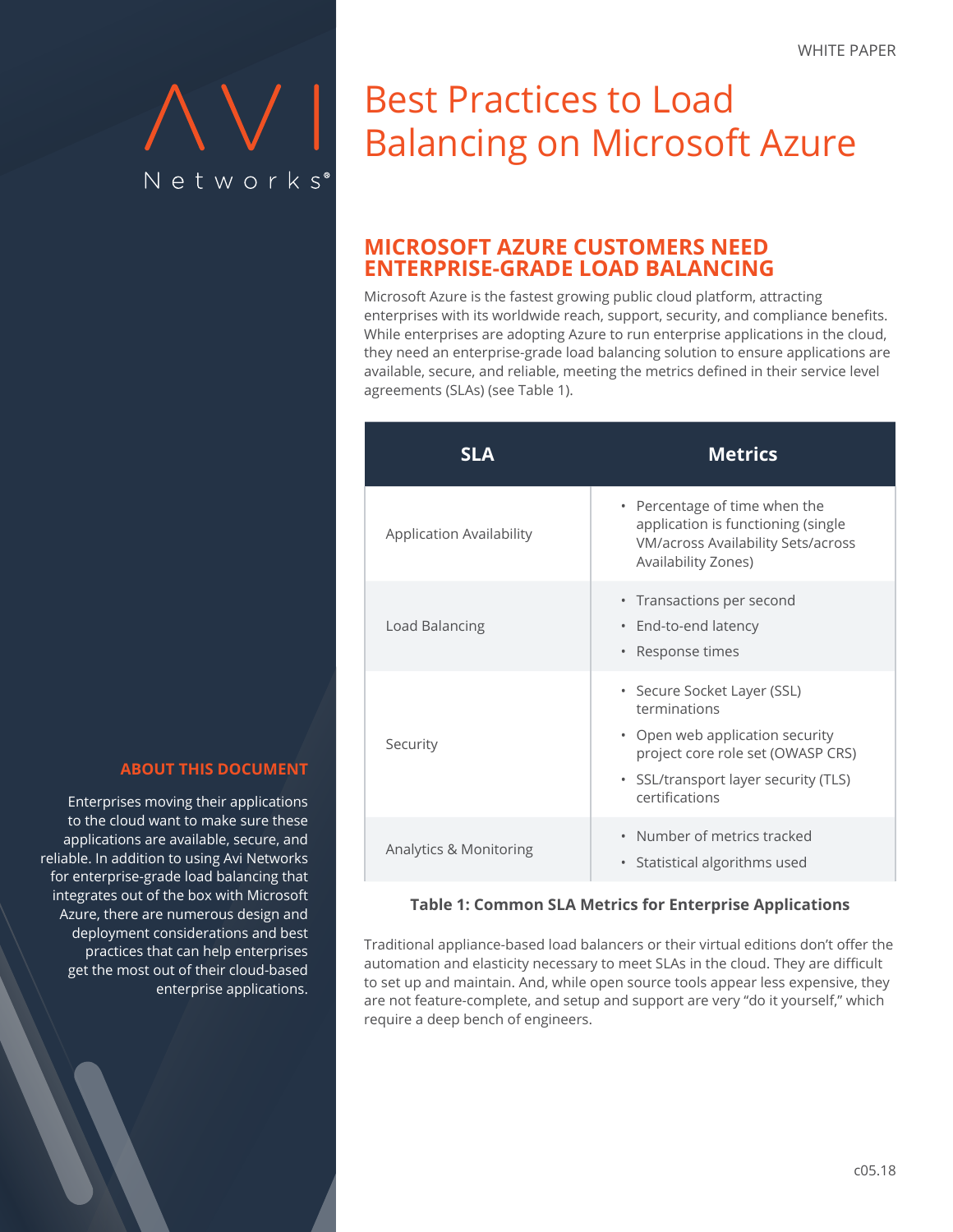WHITE PAPER

# Best Practices to Load Balancing on Microsoft Azure

## ABOUT THIS DOCUMENT

Enterprises moving their applications to the cloud want to make sure these applications are available, secure, and reliable. In addition to using Avi Networks for enterprise-grade load balancing that integrates out of the box with Microsoft Azure, there are numerous design and deployment considerations and best practices that can help enterprises get the most out of their cloud-based enterprise applications.

## MICROSOFT AZURE CUSTOMERS NEED ENTERPRISE-GRADE LOAD BALANCING

Microsoft Azure is the fastest growing public cloud platform, attracting enterprises with its worldwide reach, support, security, and compliance benefits. While enterprises are adopting Azure to run enterprise applications in the cloud, they need an enterprise-grade load balancing solution to ensure applications are available, secure, and reliable, meeting the metrics defined in their service level agreements (SLAs) (see Table 1).

| SLA | Metrics |
| --- | --- |
| Application Availability | • Percentage of time when the application is functioning (single VM/across Availability Sets/across Availability Zones) |
| Load Balancing | • Transactions per second<br>• End-to-end latency<br>• Response times |
| Security | • Secure Socket Layer (SSL) terminations<br>• Open web application security project core role set (OWASP CRS)<br>• SSL/transport layer security (TLS) certifications |
| Analytics & Monitoring | • Number of metrics tracked<br>• Statistical algorithms used |

**Table 1: Common SLA Metrics for Enterprise Applications**

Traditional appliance-based load balancers or their virtual editions don't offer the automation and elasticity necessary to meet SLAs in the cloud. They are difficult to set up and maintain. And, while open source tools appear less expensive, they are not feature-complete, and setup and support are very "do it yourself," which require a deep bench of engineers.

c05.18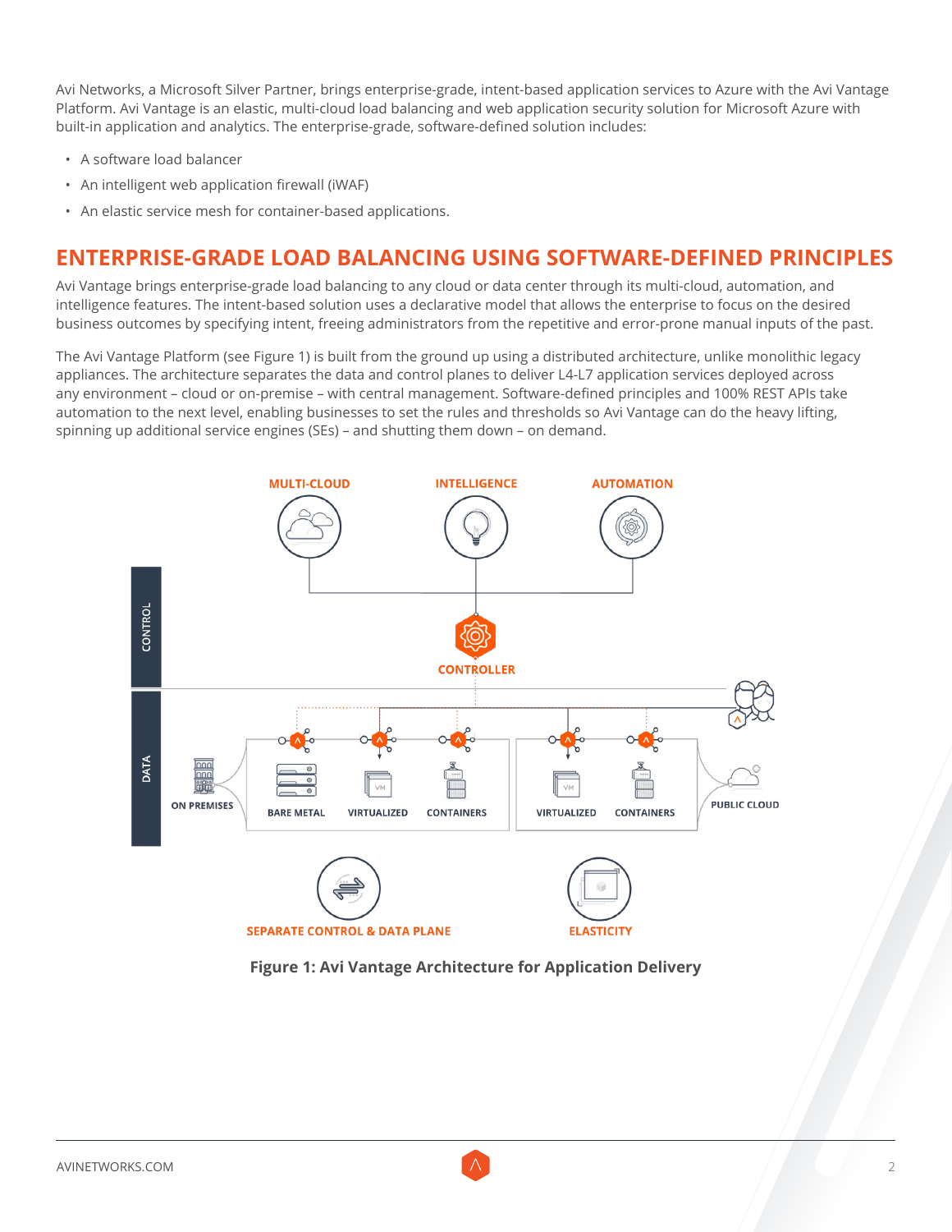Avi Networks, a Microsoft Silver Partner, brings enterprise-grade, intent-based application services to Azure with the Avi Vantage Platform. Avi Vantage is an elastic, multi-cloud load balancing and web application security solution for Microsoft Azure with built-in application and analytics. The enterprise-grade, software-defined solution includes:

- A software load balancer
- An intelligent web application firewall (iWAF)
- An elastic service mesh for container-based applications.

## ENTERPRISE-GRADE LOAD BALANCING USING SOFTWARE-DEFINED PRINCIPLES

Avi Vantage brings enterprise-grade load balancing to any cloud or data center through its multi-cloud, automation, and intelligence features. The intent-based solution uses a declarative model that allows the enterprise to focus on the desired business outcomes by specifying intent, freeing administrators from the repetitive and error-prone manual inputs of the past.

The Avi Vantage Platform (see Figure 1) is built from the ground up using a distributed architecture, unlike monolithic legacy appliances. The architecture separates the data and control planes to deliver L4-L7 application services deployed across any environment – cloud or on-premise – with central management. Software-defined principles and 100% REST APIs take automation to the next level, enabling businesses to set the rules and thresholds so Avi Vantage can do the heavy lifting, spinning up additional service engines (SEs) – and shutting them down – on demand.

**Figure 1: Avi Vantage Architecture for Application Delivery**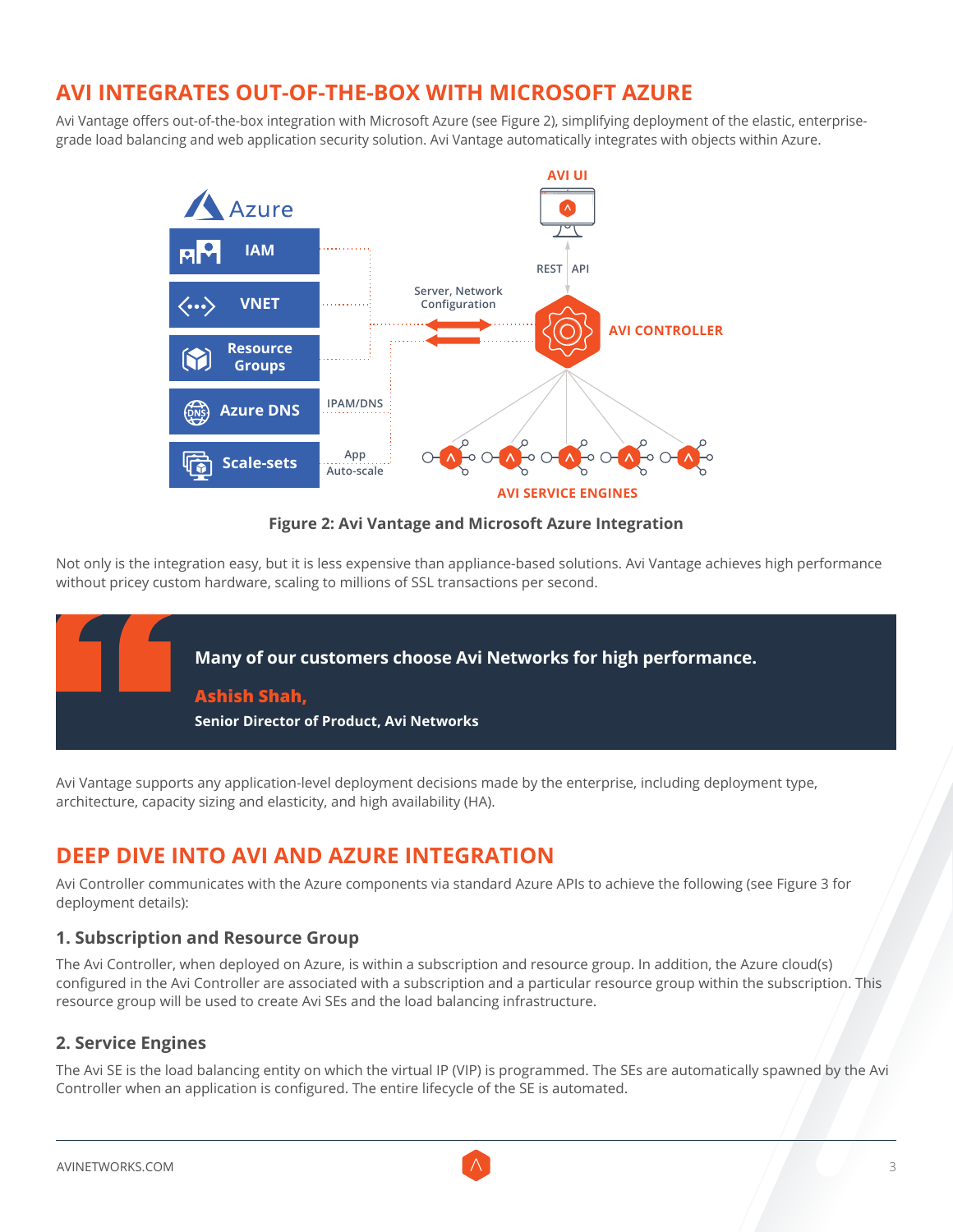## AVI INTEGRATES OUT-OF-THE-BOX WITH MICROSOFT AZURE

Avi Vantage offers out-of-the-box integration with Microsoft Azure (see Figure 2), simplifying deployment of the elastic, enterprise-grade load balancing and web application security solution. Avi Vantage automatically integrates with objects within Azure.

**Figure 2: Avi Vantage and Microsoft Azure Integration**

Not only is the integration easy, but it is less expensive than appliance-based solutions. Avi Vantage achieves high performance without pricey custom hardware, scaling to millions of SSL transactions per second.

> **Many of our customers choose Avi Networks for high performance.**
>
> **Ashish Shah,**
> **Senior Director of Product, Avi Networks**

Avi Vantage supports any application-level deployment decisions made by the enterprise, including deployment type, architecture, capacity sizing and elasticity, and high availability (HA).

## DEEP DIVE INTO AVI AND AZURE INTEGRATION

Avi Controller communicates with the Azure components via standard Azure APIs to achieve the following (see Figure 3 for deployment details):

### 1. Subscription and Resource Group

The Avi Controller, when deployed on Azure, is within a subscription and resource group. In addition, the Azure cloud(s) configured in the Avi Controller are associated with a subscription and a particular resource group within the subscription. This resource group will be used to create Avi SEs and the load balancing infrastructure.

### 2. Service Engines

The Avi SE is the load balancing entity on which the virtual IP (VIP) is programmed. The SEs are automatically spawned by the Avi Controller when an application is configured. The entire lifecycle of the SE is automated.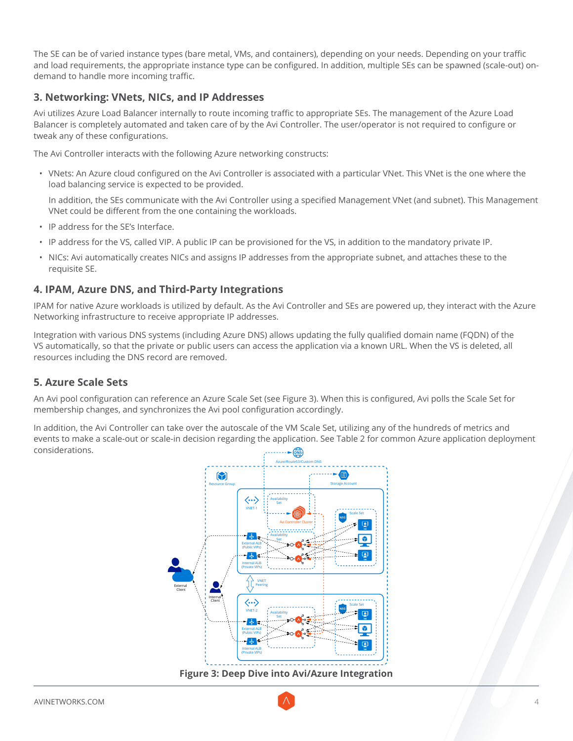The SE can be of varied instance types (bare metal, VMs, and containers), depending on your needs. Depending on your traffic and load requirements, the appropriate instance type can be configured. In addition, multiple SEs can be spawned (scale-out) on-demand to handle more incoming traffic.

## 3. Networking: VNets, NICs, and IP Addresses

Avi utilizes Azure Load Balancer internally to route incoming traffic to appropriate SEs. The management of the Azure Load Balancer is completely automated and taken care of by the Avi Controller. The user/operator is not required to configure or tweak any of these configurations.

The Avi Controller interacts with the following Azure networking constructs:

- VNets: An Azure cloud configured on the Avi Controller is associated with a particular VNet. This VNet is the one where the load balancing service is expected to be provided.

  In addition, the SEs communicate with the Avi Controller using a specified Management VNet (and subnet). This Management VNet could be different from the one containing the workloads.
- IP address for the SE's Interface.
- IP address for the VS, called VIP. A public IP can be provisioned for the VS, in addition to the mandatory private IP.
- NICs: Avi automatically creates NICs and assigns IP addresses from the appropriate subnet, and attaches these to the requisite SE.

## 4. IPAM, Azure DNS, and Third-Party Integrations

IPAM for native Azure workloads is utilized by default. As the Avi Controller and SEs are powered up, they interact with the Azure Networking infrastructure to receive appropriate IP addresses.

Integration with various DNS systems (including Azure DNS) allows updating the fully qualified domain name (FQDN) of the VS automatically, so that the private or public users can access the application via a known URL. When the VS is deleted, all resources including the DNS record are removed.

## 5. Azure Scale Sets

An Avi pool configuration can reference an Azure Scale Set (see Figure 3). When this is configured, Avi polls the Scale Set for membership changes, and synchronizes the Avi pool configuration accordingly.

In addition, the Avi Controller can take over the autoscale of the VM Scale Set, utilizing any of the hundreds of metrics and events to make a scale-out or scale-in decision regarding the application. See Table 2 for common Azure application deployment considerations.

**Figure 3: Deep Dive into Avi/Azure Integration**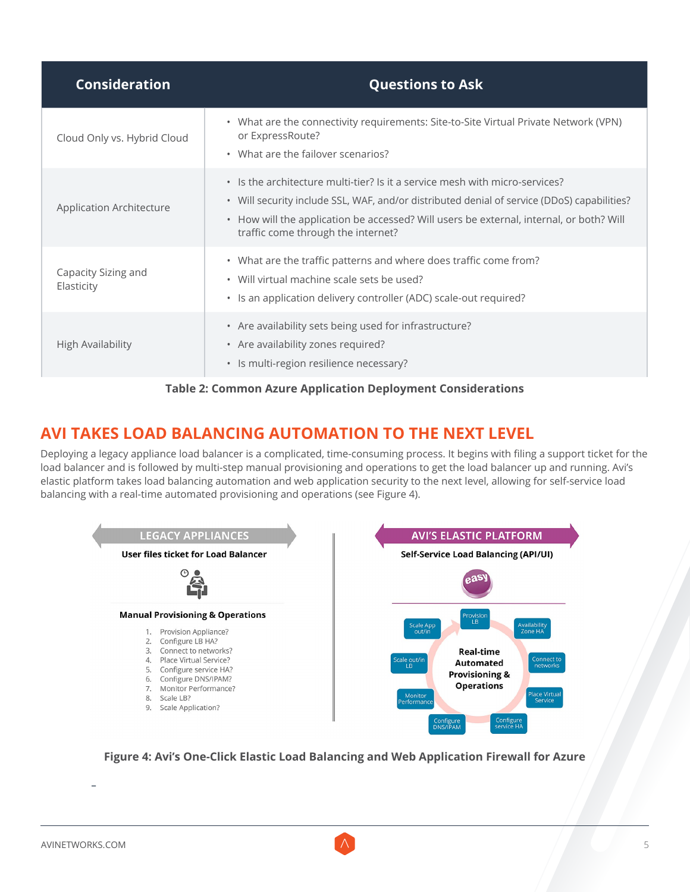| Consideration | Questions to Ask |
|---|---|
| Cloud Only vs. Hybrid Cloud | • What are the connectivity requirements: Site-to-Site Virtual Private Network (VPN) or ExpressRoute?<br>• What are the failover scenarios? |
| Application Architecture | • Is the architecture multi-tier? Is it a service mesh with micro-services?<br>• Will security include SSL, WAF, and/or distributed denial of service (DDoS) capabilities?<br>• How will the application be accessed? Will users be external, internal, or both? Will traffic come through the internet? |
| Capacity Sizing and Elasticity | • What are the traffic patterns and where does traffic come from?<br>• Will virtual machine scale sets be used?<br>• Is an application delivery controller (ADC) scale-out required? |
| High Availability | • Are availability sets being used for infrastructure?<br>• Are availability zones required?<br>• Is multi-region resilience necessary? |

**Table 2: Common Azure Application Deployment Considerations**

## AVI TAKES LOAD BALANCING AUTOMATION TO THE NEXT LEVEL

Deploying a legacy appliance load balancer is a complicated, time-consuming process. It begins with filing a support ticket for the load balancer and is followed by multi-step manual provisioning and operations to get the load balancer up and running. Avi's elastic platform takes load balancing automation and web application security to the next level, allowing for self-service load balancing with a real-time automated provisioning and operations (see Figure 4).

**LEGACY APPLIANCES**

**User files ticket for Load Balancer**

**Manual Provisioning & Operations**

1. Provision Appliance?
2. Configure LB HA?
3. Connect to networks?
4. Place Virtual Service?
5. Configure service HA?
6. Configure DNS/IPAM?
7. Monitor Performance?
8. Scale LB?
9. Scale Application?

**AVI'S ELASTIC PLATFORM**

**Self-Service Load Balancing (API/UI)**

easy

**Real-time Automated Provisioning & Operations**

Provision LB · Availability Zone HA · Connect to networks · Place Virtual Service · Configure service HA · Configure DNS/IPAM · Monitor Performance · Scale out/in LB · Scale App out/in

**Figure 4: Avi's One-Click Elastic Load Balancing and Web Application Firewall for Azure**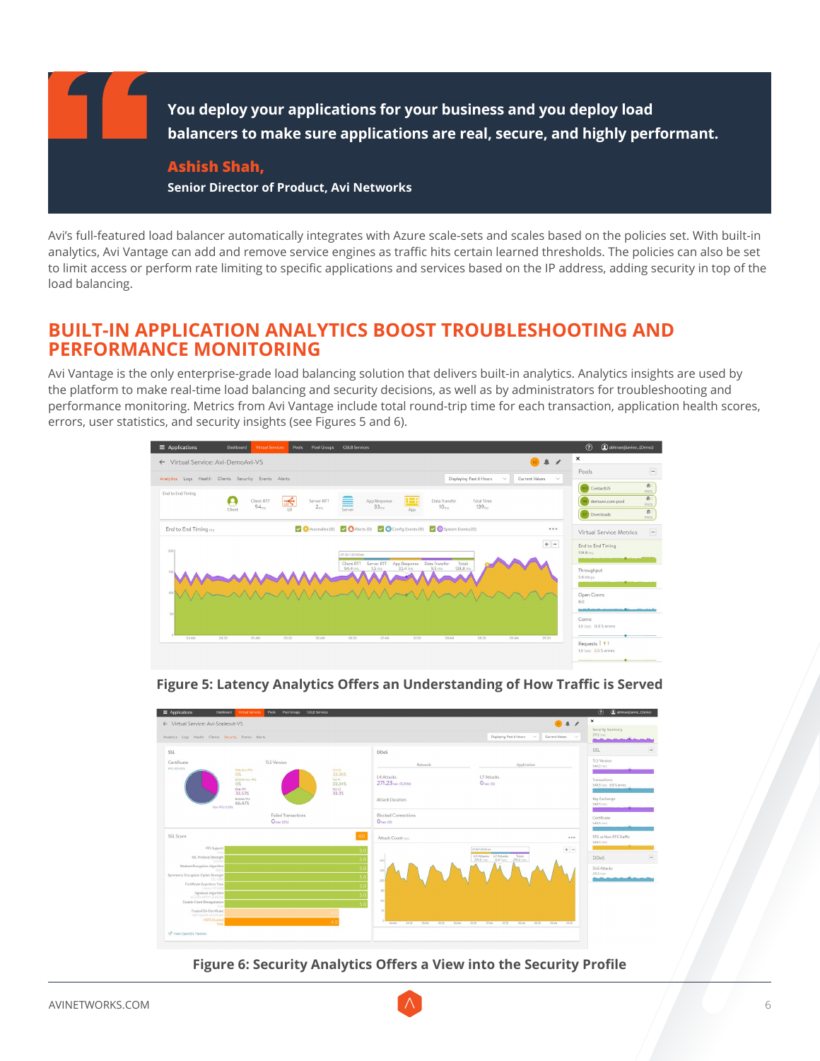> **You deploy your applications for your business and you deploy load balancers to make sure applications are real, secure, and highly performant.**
>
> **Ashish Shah,**
> **Senior Director of Product, Avi Networks**

Avi's full-featured load balancer automatically integrates with Azure scale-sets and scales based on the policies set. With built-in analytics, Avi Vantage can add and remove service engines as traffic hits certain learned thresholds. The policies can also be set to limit access or perform rate limiting to specific applications and services based on the IP address, adding security in top of the load balancing.

## BUILT-IN APPLICATION ANALYTICS BOOST TROUBLESHOOTING AND PERFORMANCE MONITORING

Avi Vantage is the only enterprise-grade load balancing solution that delivers built-in analytics. Analytics insights are used by the platform to make real-time load balancing and security decisions, as well as by administrators for troubleshooting and performance monitoring. Metrics from Avi Vantage include total round-trip time for each transaction, application health scores, errors, user statistics, and security insights (see Figures 5 and 6).

**Figure 5: Latency Analytics Offers an Understanding of How Traffic is Served**

**Figure 6: Security Analytics Offers a View into the Security Profile**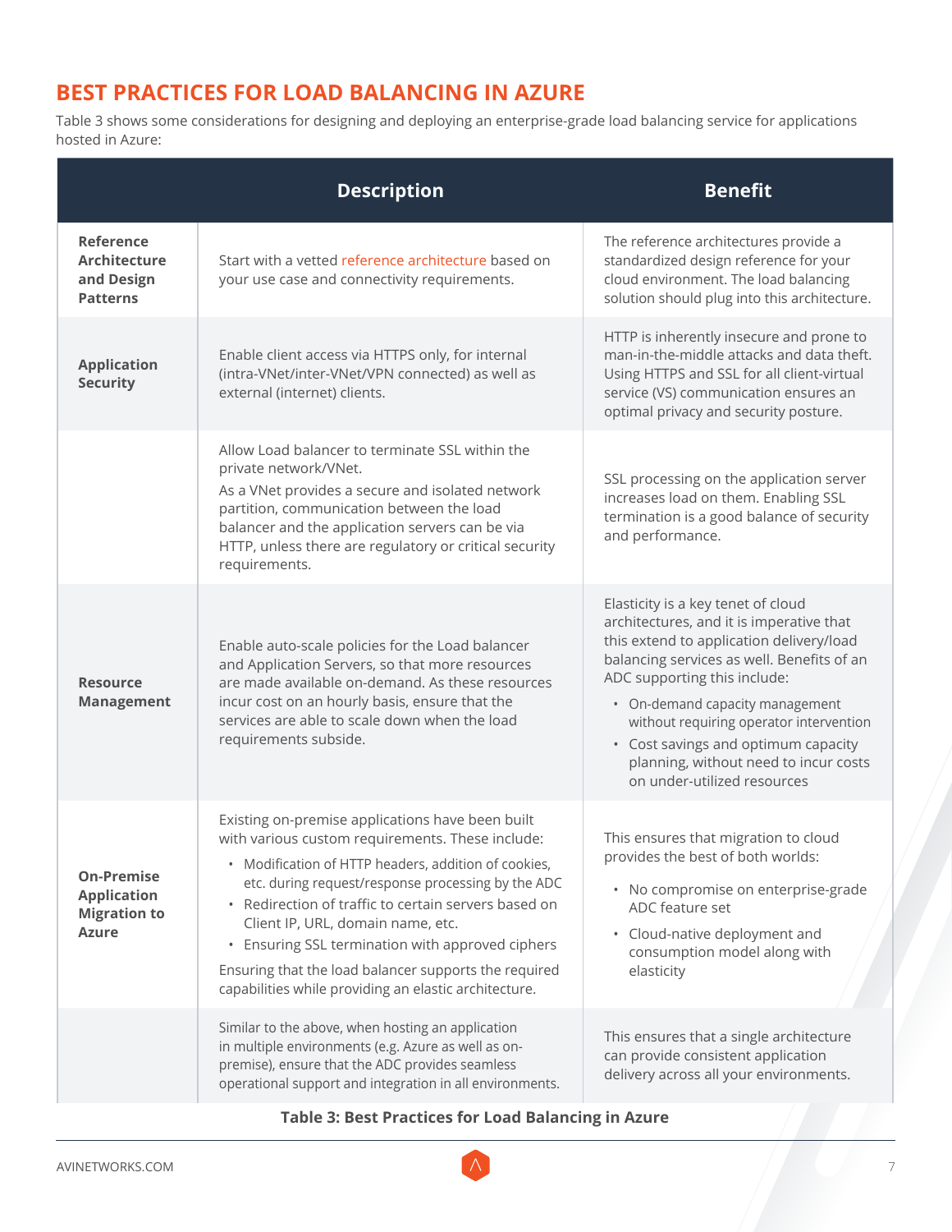## BEST PRACTICES FOR LOAD BALANCING IN AZURE

Table 3 shows some considerations for designing and deploying an enterprise-grade load balancing service for applications hosted in Azure:

| | Description | Benefit |
|---|---|---|
| **Reference Architecture and Design Patterns** | Start with a vetted reference architecture based on your use case and connectivity requirements. | The reference architectures provide a standardized design reference for your cloud environment. The load balancing solution should plug into this architecture. |
| **Application Security** | Enable client access via HTTPS only, for internal (intra-VNet/inter-VNet/VPN connected) as well as external (internet) clients. | HTTP is inherently insecure and prone to man-in-the-middle attacks and data theft. Using HTTPS and SSL for all client-virtual service (VS) communication ensures an optimal privacy and security posture. |
| | Allow Load balancer to terminate SSL within the private network/VNet.<br>As a VNet provides a secure and isolated network partition, communication between the load balancer and the application servers can be via HTTP, unless there are regulatory or critical security requirements. | SSL processing on the application server increases load on them. Enabling SSL termination is a good balance of security and performance. |
| **Resource Management** | Enable auto-scale policies for the Load balancer and Application Servers, so that more resources are made available on-demand. As these resources incur cost on an hourly basis, ensure that the services are able to scale down when the load requirements subside. | Elasticity is a key tenet of cloud architectures, and it is imperative that this extend to application delivery/load balancing services as well. Benefits of an ADC supporting this include:<br>• On-demand capacity management without requiring operator intervention<br>• Cost savings and optimum capacity planning, without need to incur costs on under-utilized resources |
| **On-Premise Application Migration to Azure** | Existing on-premise applications have been built with various custom requirements. These include:<br>• Modification of HTTP headers, addition of cookies, etc. during request/response processing by the ADC<br>• Redirection of traffic to certain servers based on Client IP, URL, domain name, etc.<br>• Ensuring SSL termination with approved ciphers<br>Ensuring that the load balancer supports the required capabilities while providing an elastic architecture. | This ensures that migration to cloud provides the best of both worlds:<br>• No compromise on enterprise-grade ADC feature set<br>• Cloud-native deployment and consumption model along with elasticity |
| | Similar to the above, when hosting an application in multiple environments (e.g. Azure as well as on-premise), ensure that the ADC provides seamless operational support and integration in all environments. | This ensures that a single architecture can provide consistent application delivery across all your environments. |

**Table 3: Best Practices for Load Balancing in Azure**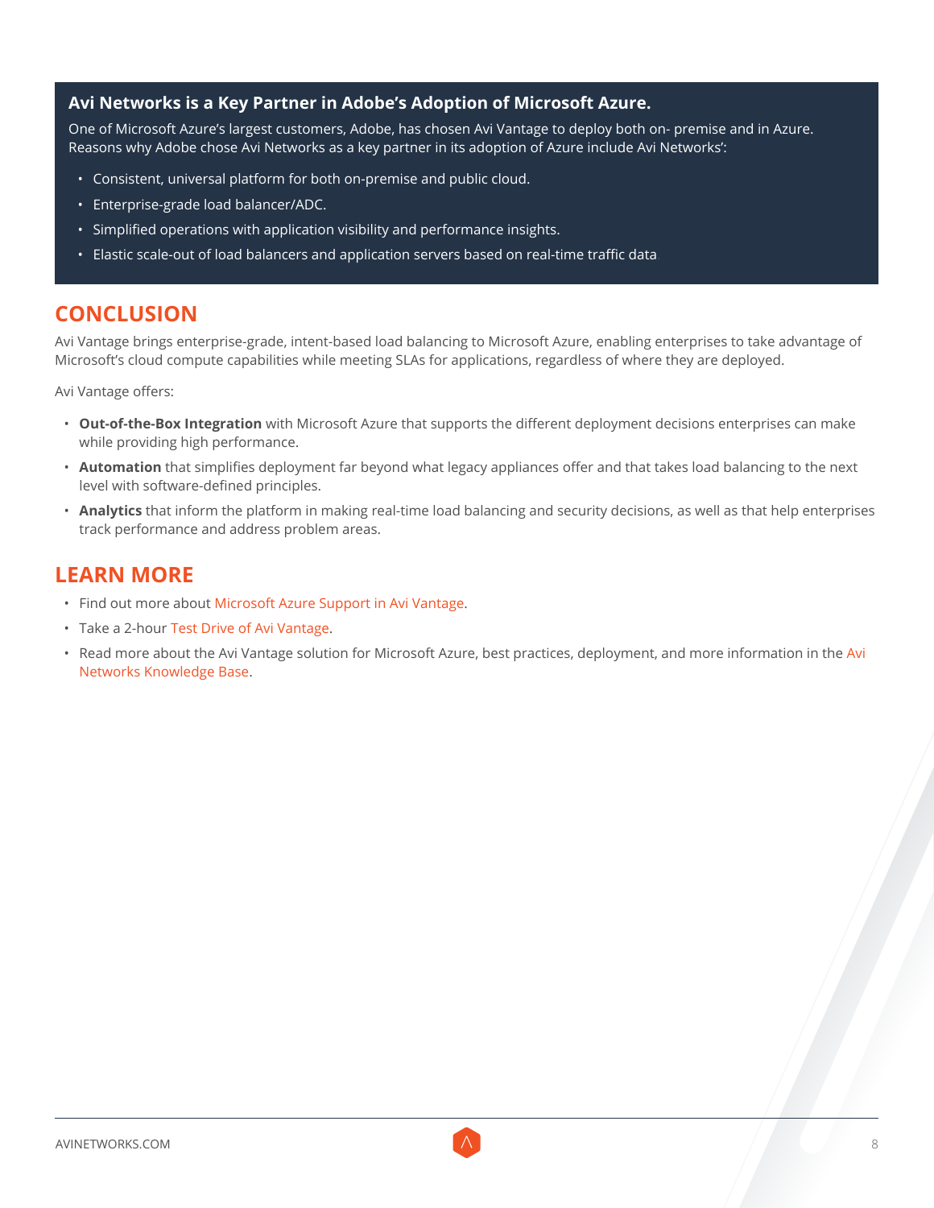### Avi Networks is a Key Partner in Adobe's Adoption of Microsoft Azure.

One of Microsoft Azure's largest customers, Adobe, has chosen Avi Vantage to deploy both on- premise and in Azure. Reasons why Adobe chose Avi Networks as a key partner in its adoption of Azure include Avi Networks':

- Consistent, universal platform for both on-premise and public cloud.
- Enterprise-grade load balancer/ADC.
- Simplified operations with application visibility and performance insights.
- Elastic scale-out of load balancers and application servers based on real-time traffic data

## CONCLUSION

Avi Vantage brings enterprise-grade, intent-based load balancing to Microsoft Azure, enabling enterprises to take advantage of Microsoft's cloud compute capabilities while meeting SLAs for applications, regardless of where they are deployed.

Avi Vantage offers:

- **Out-of-the-Box Integration** with Microsoft Azure that supports the different deployment decisions enterprises can make while providing high performance.
- **Automation** that simplifies deployment far beyond what legacy appliances offer and that takes load balancing to the next level with software-defined principles.
- **Analytics** that inform the platform in making real-time load balancing and security decisions, as well as that help enterprises track performance and address problem areas.

## LEARN MORE

- Find out more about Microsoft Azure Support in Avi Vantage.
- Take a 2-hour Test Drive of Avi Vantage.
- Read more about the Avi Vantage solution for Microsoft Azure, best practices, deployment, and more information in the Avi Networks Knowledge Base.